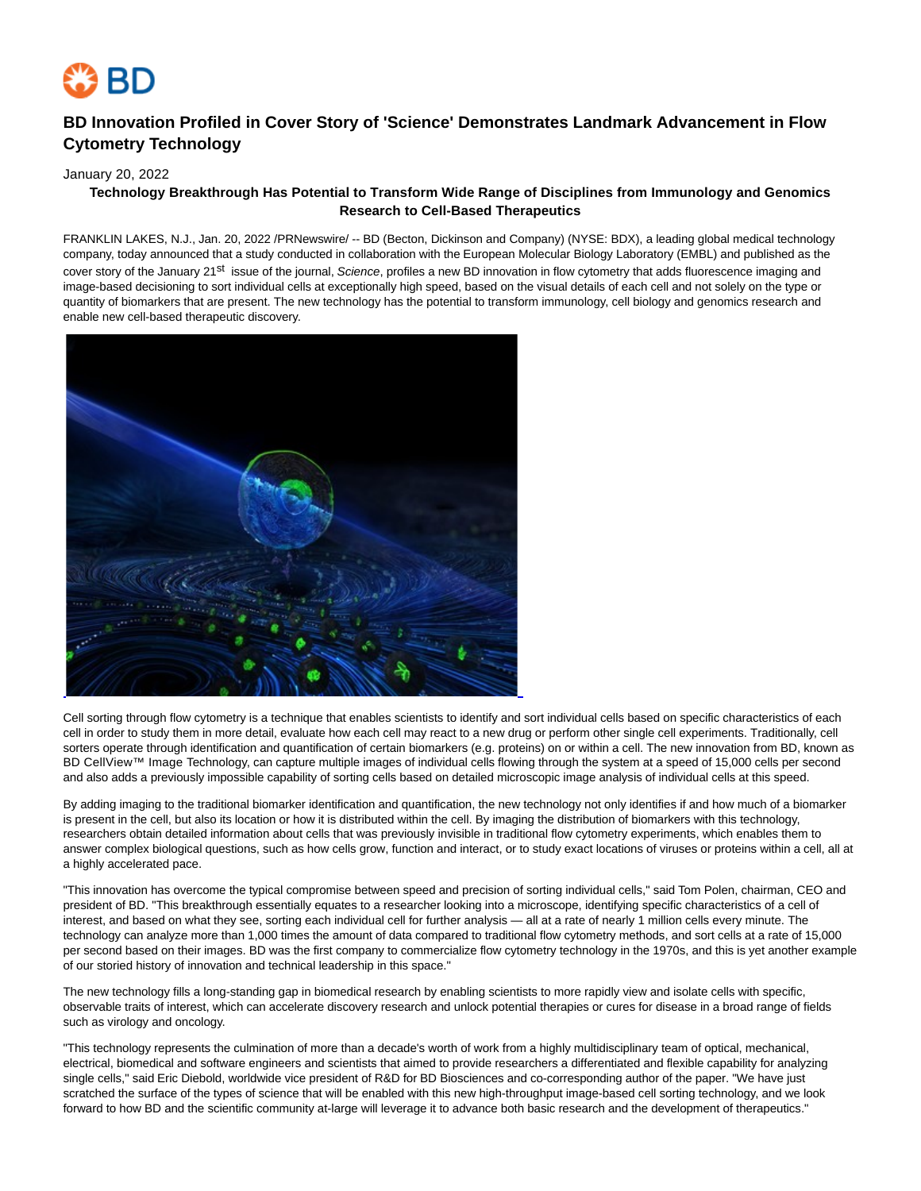# BD Innovation Profiled in Cover Story of 'Science' Demonstrates Landmark Advancement in Flow Cytometry Technology

January 20, 2022

**Technology Breakthrough Has Potential to Transform Wide Range of Disciplines from Immunology and Genomics Research to Cell-Based Therapeutics**

FRANKLIN LAKES, N.J., Jan. 20, 2022 /PRNewswire/ -- BD (Becton, Dickinson and Company) (NYSE: BDX), a leading global medical technology company, today announced that a study conducted in collaboration with the European Molecular Biology Laboratory (EMBL) and published as the cover story of the January 21st issue of the journal, *Science*, profiles a new BD innovation in flow cytometry that adds fluorescence imaging and image-based decisioning to sort individual cells at exceptionally high speed, based on the visual details of each cell and not solely on the type or quantity of biomarkers that are present. The new technology has the potential to transform immunology, cell biology and genomics research and enable new cell-based therapeutic discovery.

Cell sorting through flow cytometry is a technique that enables scientists to identify and sort individual cells based on specific characteristics of each cell in order to study them in more detail, evaluate how each cell may react to a new drug or perform other single cell experiments. Traditionally, cell sorters operate through identification and quantification of certain biomarkers (e.g. proteins) on or within a cell. The new innovation from BD, known as BD CellView™ Image Technology, can capture multiple images of individual cells flowing through the system at a speed of 15,000 cells per second and also adds a previously impossible capability of sorting cells based on detailed microscopic image analysis of individual cells at this speed.

By adding imaging to the traditional biomarker identification and quantification, the new technology not only identifies if and how much of a biomarker is present in the cell, but also its location or how it is distributed within the cell. By imaging the distribution of biomarkers with this technology, researchers obtain detailed information about cells that was previously invisible in traditional flow cytometry experiments, which enables them to answer complex biological questions, such as how cells grow, function and interact, or to study exact locations of viruses or proteins within a cell, all at a highly accelerated pace.

"This innovation has overcome the typical compromise between speed and precision of sorting individual cells," said Tom Polen, chairman, CEO and president of BD. "This breakthrough essentially equates to a researcher looking into a microscope, identifying specific characteristics of a cell of interest, and based on what they see, sorting each individual cell for further analysis — all at a rate of nearly 1 million cells every minute. The technology can analyze more than 1,000 times the amount of data compared to traditional flow cytometry methods, and sort cells at a rate of 15,000 per second based on their images. BD was the first company to commercialize flow cytometry technology in the 1970s, and this is yet another example of our storied history of innovation and technical leadership in this space."

The new technology fills a long-standing gap in biomedical research by enabling scientists to more rapidly view and isolate cells with specific, observable traits of interest, which can accelerate discovery research and unlock potential therapies or cures for disease in a broad range of fields such as virology and oncology.

"This technology represents the culmination of more than a decade's worth of work from a highly multidisciplinary team of optical, mechanical, electrical, biomedical and software engineers and scientists that aimed to provide researchers a differentiated and flexible capability for analyzing single cells," said Eric Diebold, worldwide vice president of R&D for BD Biosciences and co-corresponding author of the paper. "We have just scratched the surface of the types of science that will be enabled with this new high-throughput image-based cell sorting technology, and we look forward to how BD and the scientific community at-large will leverage it to advance both basic research and the development of therapeutics."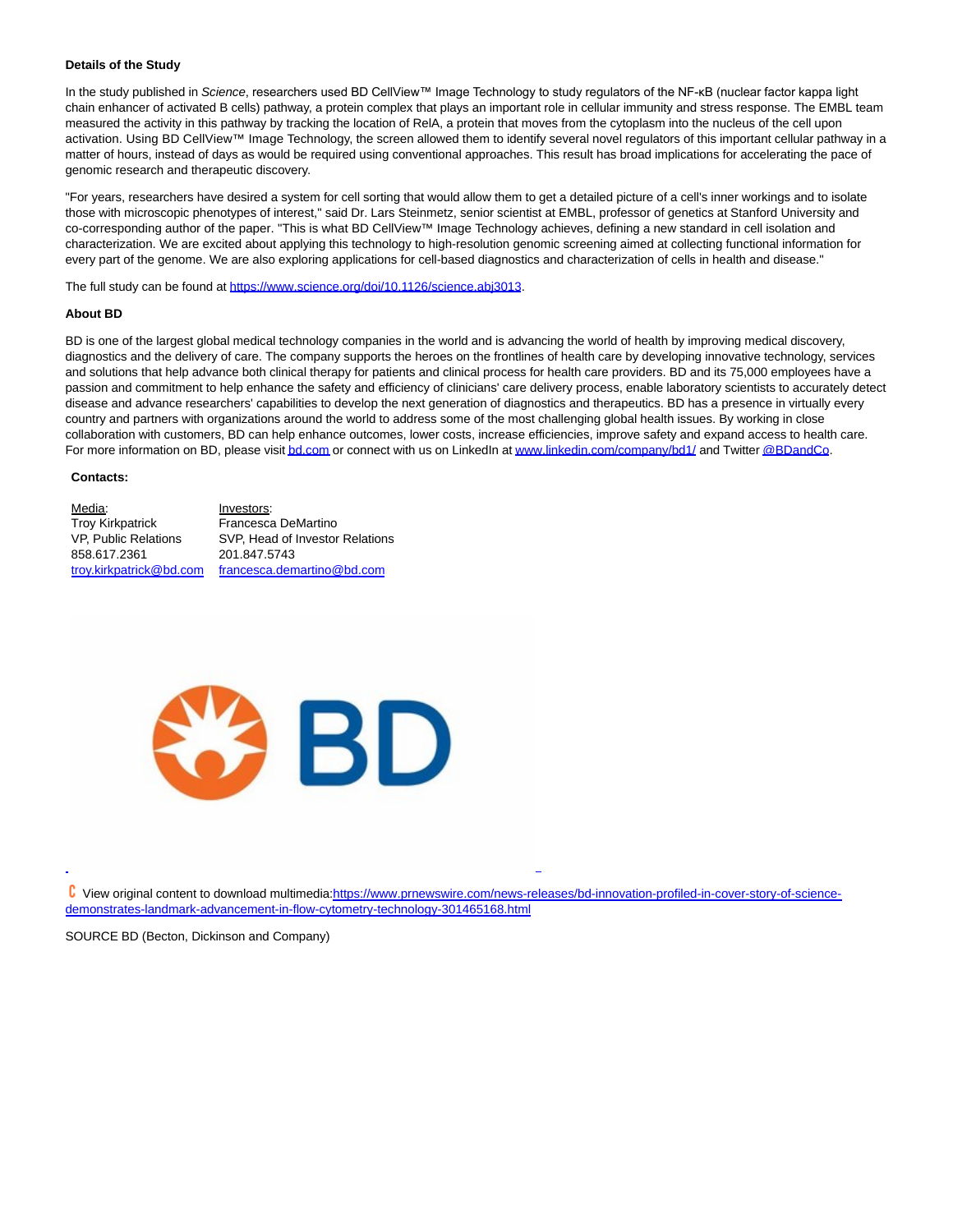**Details of the Study**

In the study published in *Science*, researchers used BD CellView™ Image Technology to study regulators of the NF-κB (nuclear factor kappa light chain enhancer of activated B cells) pathway, a protein complex that plays an important role in cellular immunity and stress response. The EMBL team measured the activity in this pathway by tracking the location of RelA, a protein that moves from the cytoplasm into the nucleus of the cell upon activation. Using BD CellView™ Image Technology, the screen allowed them to identify several novel regulators of this important cellular pathway in a matter of hours, instead of days as would be required using conventional approaches. This result has broad implications for accelerating the pace of genomic research and therapeutic discovery.

"For years, researchers have desired a system for cell sorting that would allow them to get a detailed picture of a cell's inner workings and to isolate those with microscopic phenotypes of interest," said Dr. Lars Steinmetz, senior scientist at EMBL, professor of genetics at Stanford University and co-corresponding author of the paper. "This is what BD CellView™ Image Technology achieves, defining a new standard in cell isolation and characterization. We are excited about applying this technology to high-resolution genomic screening aimed at collecting functional information for every part of the genome. We are also exploring applications for cell-based diagnostics and characterization of cells in health and disease."

The full study can be found at https://www.science.org/doi/10.1126/science.abj3013.

**About BD**

BD is one of the largest global medical technology companies in the world and is advancing the world of health by improving medical discovery, diagnostics and the delivery of care. The company supports the heroes on the frontlines of health care by developing innovative technology, services and solutions that help advance both clinical therapy for patients and clinical process for health care providers. BD and its 75,000 employees have a passion and commitment to help enhance the safety and efficiency of clinicians' care delivery process, enable laboratory scientists to accurately detect disease and advance researchers' capabilities to develop the next generation of diagnostics and therapeutics. BD has a presence in virtually every country and partners with organizations around the world to address some of the most challenging global health issues. By working in close collaboration with customers, BD can help enhance outcomes, lower costs, increase efficiencies, improve safety and expand access to health care. For more information on BD, please visit bd.com or connect with us on LinkedIn at www.linkedin.com/company/bd1/ and Twitter @BDandCo.

**Contacts:**

| Media: | Investors: |
|---|---|
| Troy Kirkpatrick | Francesca DeMartino |
| VP, Public Relations | SVP, Head of Investor Relations |
| 858.617.2361 | 201.847.5743 |
| troy.kirkpatrick@bd.com | francesca.demartino@bd.com |

View original content to download multimedia:https://www.prnewswire.com/news-releases/bd-innovation-profiled-in-cover-story-of-science-demonstrates-landmark-advancement-in-flow-cytometry-technology-301465168.html

SOURCE BD (Becton, Dickinson and Company)